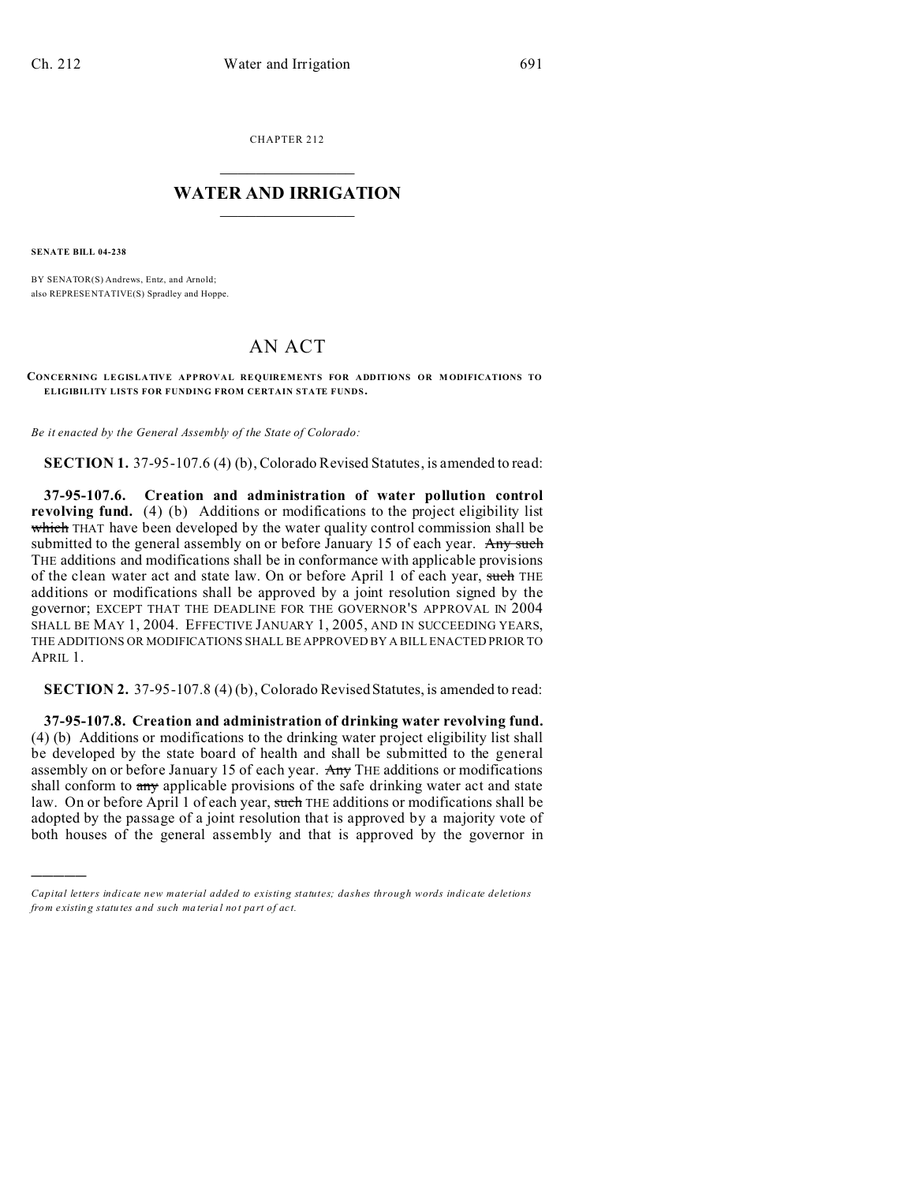CHAPTER 212

# WATER AND IRRIGATION

**SENATE BILL 04-238**

BY SENATOR(S) Andrews, Entz, and Arnold;
also REPRESENTATIVE(S) Spradley and Hoppe.

# AN ACT

**CONCERNING LEGISLATIVE APPROVAL REQUIREMENTS FOR ADDITIONS OR MODIFICATIONS TO ELIGIBILITY LISTS FOR FUNDING FROM CERTAIN STATE FUNDS.**

*Be it enacted by the General Assembly of the State of Colorado:*

**SECTION 1.** 37-95-107.6 (4) (b), Colorado Revised Statutes, is amended to read:

**37-95-107.6. Creation and administration of water pollution control revolving fund.** (4) (b) Additions or modifications to the project eligibility list ~~which~~ THAT have been developed by the water quality control commission shall be submitted to the general assembly on or before January 15 of each year. ~~Any such~~ THE additions and modifications shall be in conformance with applicable provisions of the clean water act and state law. On or before April 1 of each year, ~~such~~ THE additions or modifications shall be approved by a joint resolution signed by the governor; EXCEPT THAT THE DEADLINE FOR THE GOVERNOR'S APPROVAL IN 2004 SHALL BE MAY 1, 2004. EFFECTIVE JANUARY 1, 2005, AND IN SUCCEEDING YEARS, THE ADDITIONS OR MODIFICATIONS SHALL BE APPROVED BY A BILL ENACTED PRIOR TO APRIL 1.

**SECTION 2.** 37-95-107.8 (4) (b), Colorado Revised Statutes, is amended to read:

**37-95-107.8. Creation and administration of drinking water revolving fund.** (4) (b) Additions or modifications to the drinking water project eligibility list shall be developed by the state board of health and shall be submitted to the general assembly on or before January 15 of each year. ~~Any~~ THE additions or modifications shall conform to ~~any~~ applicable provisions of the safe drinking water act and state law. On or before April 1 of each year, ~~such~~ THE additions or modifications shall be adopted by the passage of a joint resolution that is approved by a majority vote of both houses of the general assembly and that is approved by the governor in

---

*Capital letters indicate new material added to existing statutes; dashes through words indicate deletions from existing statutes and such material not part of act.*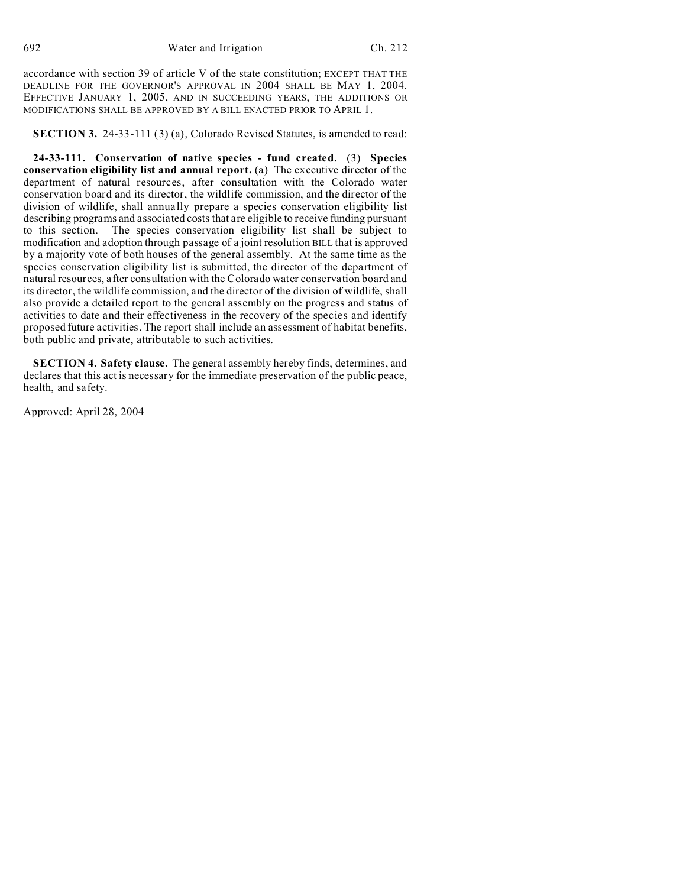accordance with section 39 of article V of the state constitution; EXCEPT THAT THE DEADLINE FOR THE GOVERNOR'S APPROVAL IN 2004 SHALL BE MAY 1, 2004. EFFECTIVE JANUARY 1, 2005, AND IN SUCCEEDING YEARS, THE ADDITIONS OR MODIFICATIONS SHALL BE APPROVED BY A BILL ENACTED PRIOR TO APRIL 1.

**SECTION 3.** 24-33-111 (3) (a), Colorado Revised Statutes, is amended to read:

**24-33-111. Conservation of native species - fund created.** (3) **Species conservation eligibility list and annual report.** (a) The executive director of the department of natural resources, after consultation with the Colorado water conservation board and its director, the wildlife commission, and the director of the division of wildlife, shall annually prepare a species conservation eligibility list describing programs and associated costs that are eligible to receive funding pursuant to this section. The species conservation eligibility list shall be subject to modification and adoption through passage of a ~~joint resolution~~ BILL that is approved by a majority vote of both houses of the general assembly. At the same time as the species conservation eligibility list is submitted, the director of the department of natural resources, after consultation with the Colorado water conservation board and its director, the wildlife commission, and the director of the division of wildlife, shall also provide a detailed report to the general assembly on the progress and status of activities to date and their effectiveness in the recovery of the species and identify proposed future activities. The report shall include an assessment of habitat benefits, both public and private, attributable to such activities.

**SECTION 4. Safety clause.** The general assembly hereby finds, determines, and declares that this act is necessary for the immediate preservation of the public peace, health, and safety.

Approved: April 28, 2004